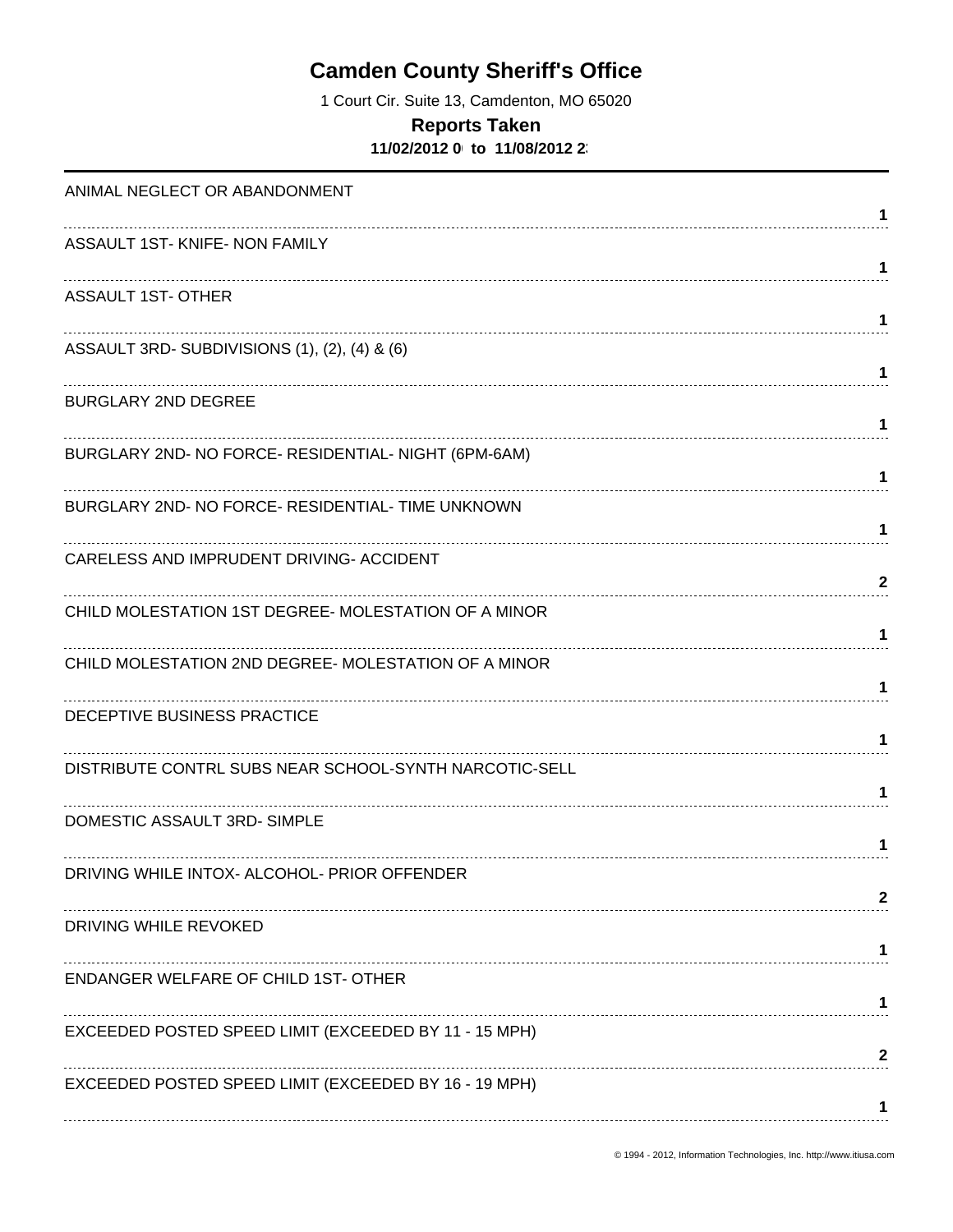# Camden County Sheriff's Office

1 Court Cir. Suite 13, Camdenton, MO 65020

## Reports Taken

**11/02/2012 0 to 11/08/2012 2**

| Offense | Count |
|---|---|
| ANIMAL NEGLECT OR ABANDONMENT | 1 |
| ASSAULT 1ST- KNIFE- NON FAMILY | 1 |
| ASSAULT 1ST- OTHER | 1 |
| ASSAULT 3RD- SUBDIVISIONS (1), (2), (4) & (6) | 1 |
| BURGLARY 2ND DEGREE | 1 |
| BURGLARY 2ND- NO FORCE- RESIDENTIAL- NIGHT (6PM-6AM) | 1 |
| BURGLARY 2ND- NO FORCE- RESIDENTIAL- TIME UNKNOWN | 1 |
| CARELESS AND IMPRUDENT DRIVING- ACCIDENT | 2 |
| CHILD MOLESTATION 1ST DEGREE- MOLESTATION OF A MINOR | 1 |
| CHILD MOLESTATION 2ND DEGREE- MOLESTATION OF A MINOR | 1 |
| DECEPTIVE BUSINESS PRACTICE | 1 |
| DISTRIBUTE CONTRL SUBS NEAR SCHOOL-SYNTH NARCOTIC-SELL | 1 |
| DOMESTIC ASSAULT 3RD- SIMPLE | 1 |
| DRIVING WHILE INTOX- ALCOHOL- PRIOR OFFENDER | 2 |
| DRIVING WHILE REVOKED | 1 |
| ENDANGER WELFARE OF CHILD 1ST- OTHER | 1 |
| EXCEEDED POSTED SPEED LIMIT (EXCEEDED BY 11 - 15 MPH) | 2 |
| EXCEEDED POSTED SPEED LIMIT (EXCEEDED BY 16 - 19 MPH) | 1 |

© 1994 - 2012, Information Technologies, Inc. http://www.itiusa.com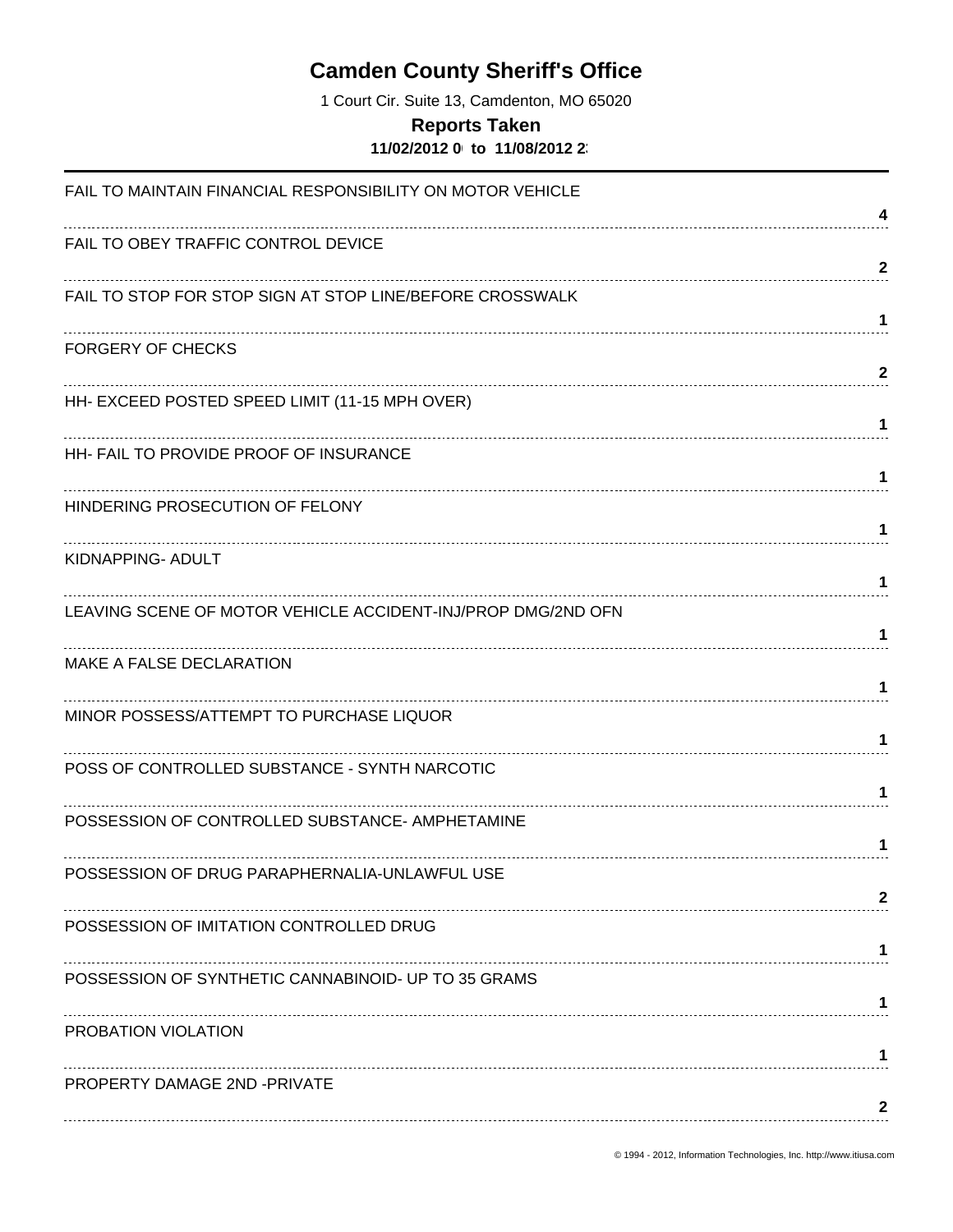# Camden County Sheriff's Office

1 Court Cir. Suite 13, Camdenton, MO 65020

**Reports Taken**

**11/02/2012 0 to 11/08/2012 2**

| Offense | Count |
|---|---|
| FAIL TO MAINTAIN FINANCIAL RESPONSIBILITY ON MOTOR VEHICLE | **4** |
| FAIL TO OBEY TRAFFIC CONTROL DEVICE | **2** |
| FAIL TO STOP FOR STOP SIGN AT STOP LINE/BEFORE CROSSWALK | **1** |
| FORGERY OF CHECKS | **2** |
| HH- EXCEED POSTED SPEED LIMIT (11-15 MPH OVER) | **1** |
| HH- FAIL TO PROVIDE PROOF OF INSURANCE | **1** |
| HINDERING PROSECUTION OF FELONY | **1** |
| KIDNAPPING- ADULT | **1** |
| LEAVING SCENE OF MOTOR VEHICLE ACCIDENT-INJ/PROP DMG/2ND OFN | **1** |
| MAKE A FALSE DECLARATION | **1** |
| MINOR POSSESS/ATTEMPT TO PURCHASE LIQUOR | **1** |
| POSS OF CONTROLLED SUBSTANCE - SYNTH NARCOTIC | **1** |
| POSSESSION OF CONTROLLED SUBSTANCE- AMPHETAMINE | **1** |
| POSSESSION OF DRUG PARAPHERNALIA-UNLAWFUL USE | **2** |
| POSSESSION OF IMITATION CONTROLLED DRUG | **1** |
| POSSESSION OF SYNTHETIC CANNABINOID- UP TO 35 GRAMS | **1** |
| PROBATION VIOLATION | **1** |
| PROPERTY DAMAGE 2ND -PRIVATE | **2** |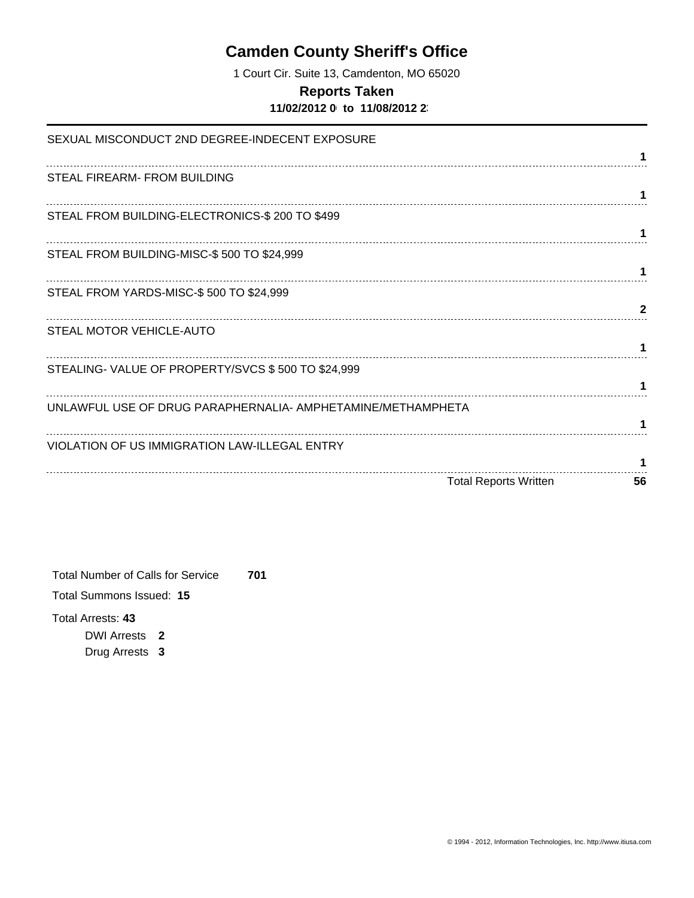# Camden County Sheriff's Office

1 Court Cir. Suite 13, Camdenton, MO 65020

## Reports Taken

**11/02/2012 0 to 11/08/2012 2**

| | |
|---|---|
| SEXUAL MISCONDUCT 2ND DEGREE-INDECENT EXPOSURE | 1 |
| STEAL FIREARM- FROM BUILDING | 1 |
| STEAL FROM BUILDING-ELECTRONICS-$ 200 TO $499 | 1 |
| STEAL FROM BUILDING-MISC-$ 500 TO $24,999 | 1 |
| STEAL FROM YARDS-MISC-$ 500 TO $24,999 | 2 |
| STEAL MOTOR VEHICLE-AUTO | 1 |
| STEALING- VALUE OF PROPERTY/SVCS $ 500 TO $24,999 | 1 |
| UNLAWFUL USE OF DRUG PARAPHERNALIA- AMPHETAMINE/METHAMPHETA | 1 |
| VIOLATION OF US IMMIGRATION LAW-ILLEGAL ENTRY | 1 |
| Total Reports Written | **56** |

Total Number of Calls for Service **701**

Total Summons Issued: **15**

Total Arrests: **43**

- DWI Arrests **2**
- Drug Arrests **3**

© 1994 - 2012, Information Technologies, Inc. http://www.itiusa.com